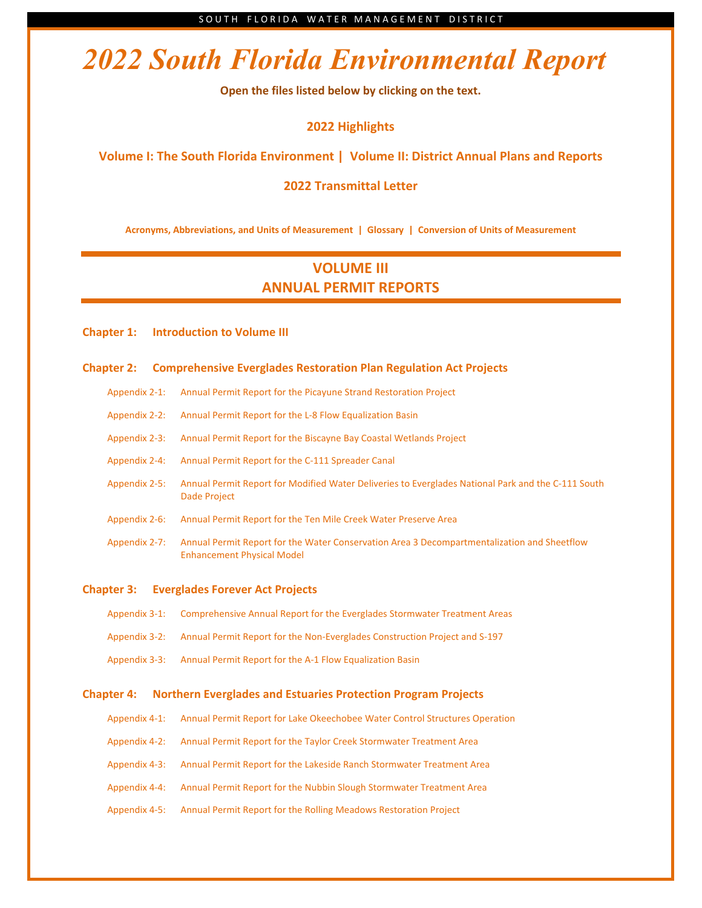SOUTH FLORIDA WATER MANAGEMENT DISTRICT

# *2022 South Florida Environmental Report*

**Open the files listed below by clicking on the text.**

**2022 Highlights**

**Volume I: The South Florida Environment | Volume II: District Annual Plans and Reports**

**2022 Transmittal Letter**

**Acronyms, Abbreviations, and Units of Measurement | Glossary | Conversion of Units of Measurement**

## VOLUME III
## ANNUAL PERMIT REPORTS

### Chapter 1: Introduction to Volume III

### Chapter 2: Comprehensive Everglades Restoration Plan Regulation Act Projects

- Appendix 2-1: Annual Permit Report for the Picayune Strand Restoration Project
- Appendix 2-2: Annual Permit Report for the L-8 Flow Equalization Basin
- Appendix 2-3: Annual Permit Report for the Biscayne Bay Coastal Wetlands Project
- Appendix 2-4: Annual Permit Report for the C-111 Spreader Canal
- Appendix 2-5: Annual Permit Report for Modified Water Deliveries to Everglades National Park and the C-111 South Dade Project
- Appendix 2-6: Annual Permit Report for the Ten Mile Creek Water Preserve Area
- Appendix 2-7: Annual Permit Report for the Water Conservation Area 3 Decompartmentalization and Sheetflow Enhancement Physical Model

### Chapter 3: Everglades Forever Act Projects

- Appendix 3-1: Comprehensive Annual Report for the Everglades Stormwater Treatment Areas
- Appendix 3-2: Annual Permit Report for the Non-Everglades Construction Project and S-197
- Appendix 3-3: Annual Permit Report for the A-1 Flow Equalization Basin

### Chapter 4: Northern Everglades and Estuaries Protection Program Projects

- Appendix 4-1: Annual Permit Report for Lake Okeechobee Water Control Structures Operation
- Appendix 4-2: Annual Permit Report for the Taylor Creek Stormwater Treatment Area
- Appendix 4-3: Annual Permit Report for the Lakeside Ranch Stormwater Treatment Area
- Appendix 4-4: Annual Permit Report for the Nubbin Slough Stormwater Treatment Area
- Appendix 4-5: Annual Permit Report for the Rolling Meadows Restoration Project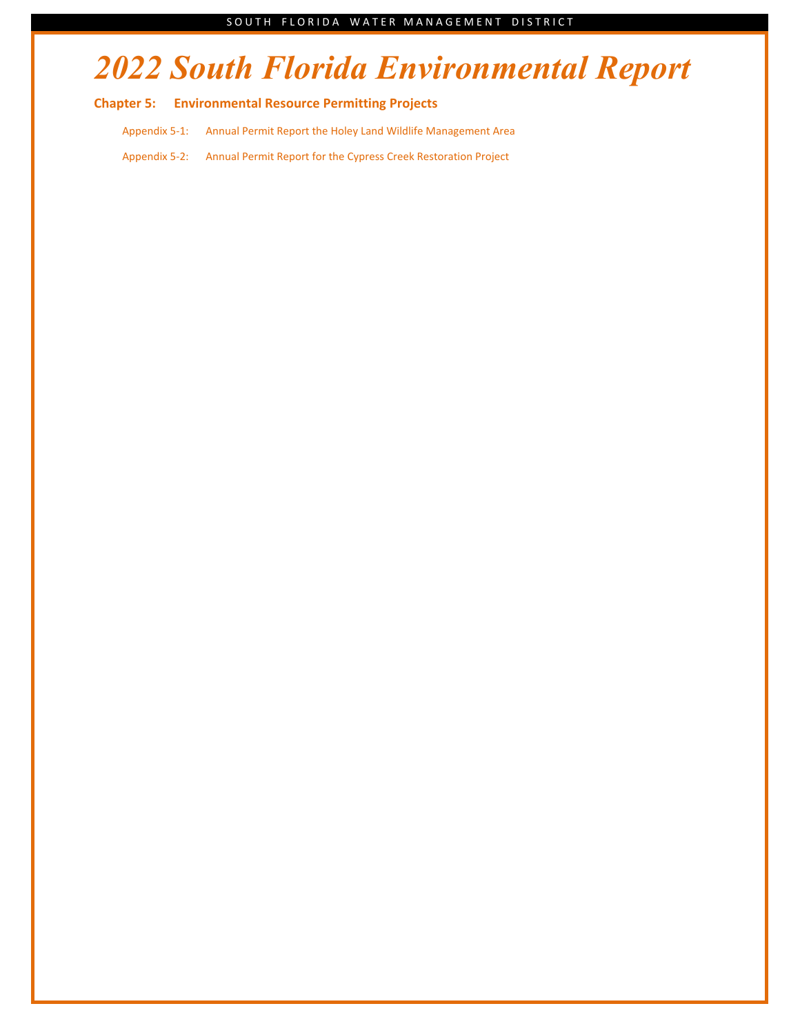# 2022 South Florida Environmental Report

## Chapter 5: Environmental Resource Permitting Projects

Appendix 5-1: Annual Permit Report the Holey Land Wildlife Management Area

Appendix 5-2: Annual Permit Report for the Cypress Creek Restoration Project